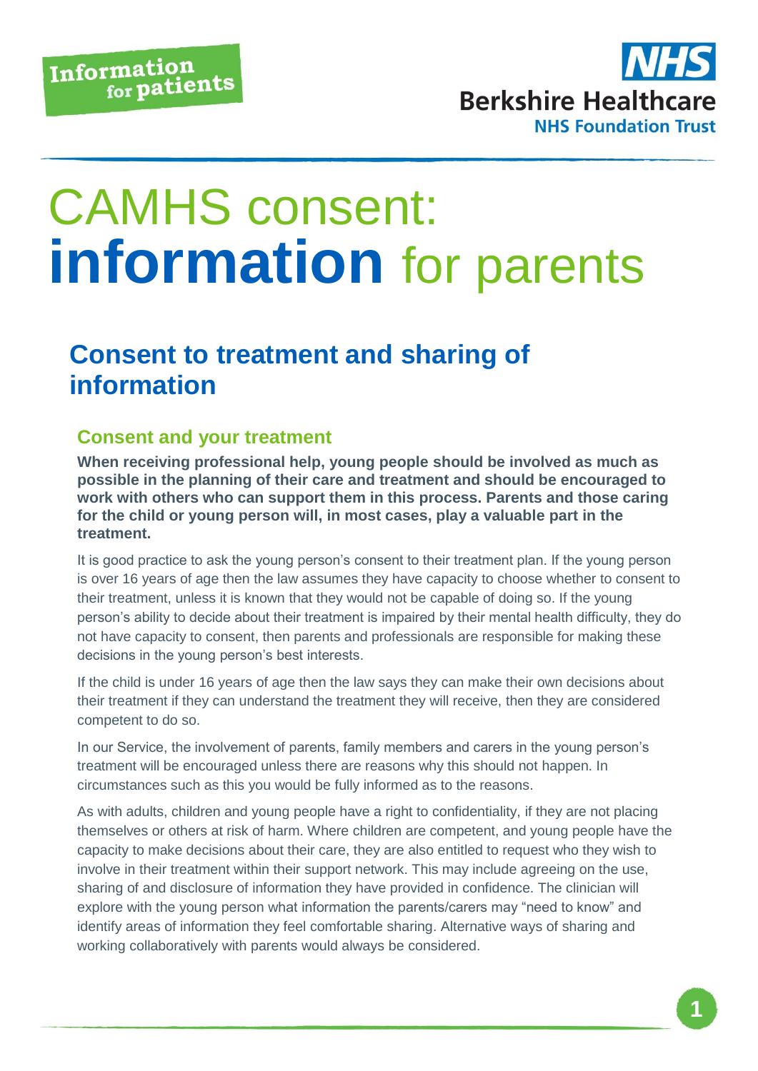Information for patients

NHS Berkshire Healthcare NHS Foundation Trust

# CAMHS consent: **information** for parents

## Consent to treatment and sharing of information

### Consent and your treatment

**When receiving professional help, young people should be involved as much as possible in the planning of their care and treatment and should be encouraged to work with others who can support them in this process. Parents and those caring for the child or young person will, in most cases, play a valuable part in the treatment.**

It is good practice to ask the young person's consent to their treatment plan. If the young person is over 16 years of age then the law assumes they have capacity to choose whether to consent to their treatment, unless it is known that they would not be capable of doing so. If the young person's ability to decide about their treatment is impaired by their mental health difficulty, they do not have capacity to consent, then parents and professionals are responsible for making these decisions in the young person's best interests.

If the child is under 16 years of age then the law says they can make their own decisions about their treatment if they can understand the treatment they will receive, then they are considered competent to do so.

In our Service, the involvement of parents, family members and carers in the young person's treatment will be encouraged unless there are reasons why this should not happen. In circumstances such as this you would be fully informed as to the reasons.

As with adults, children and young people have a right to confidentiality, if they are not placing themselves or others at risk of harm. Where children are competent, and young people have the capacity to make decisions about their care, they are also entitled to request who they wish to involve in their treatment within their support network. This may include agreeing on the use, sharing of and disclosure of information they have provided in confidence. The clinician will explore with the young person what information the parents/carers may "need to know" and identify areas of information they feel comfortable sharing. Alternative ways of sharing and working collaboratively with parents would always be considered.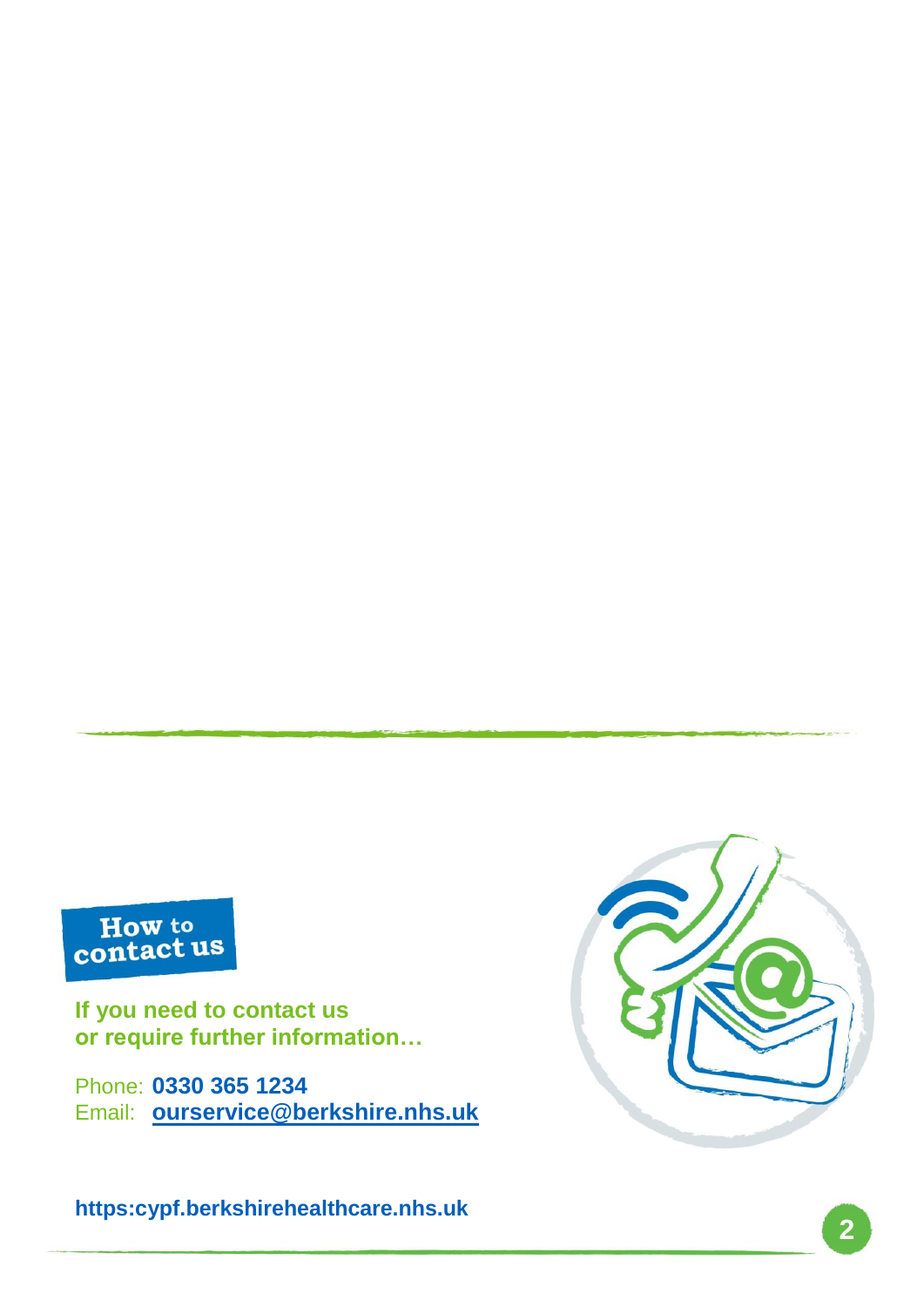## How to contact us

**If you need to contact us or require further information…**

Phone: **0330 365 1234**
Email: **ourservice@berkshire.nhs.uk**

**https:cypf.berkshirehealthcare.nhs.uk**